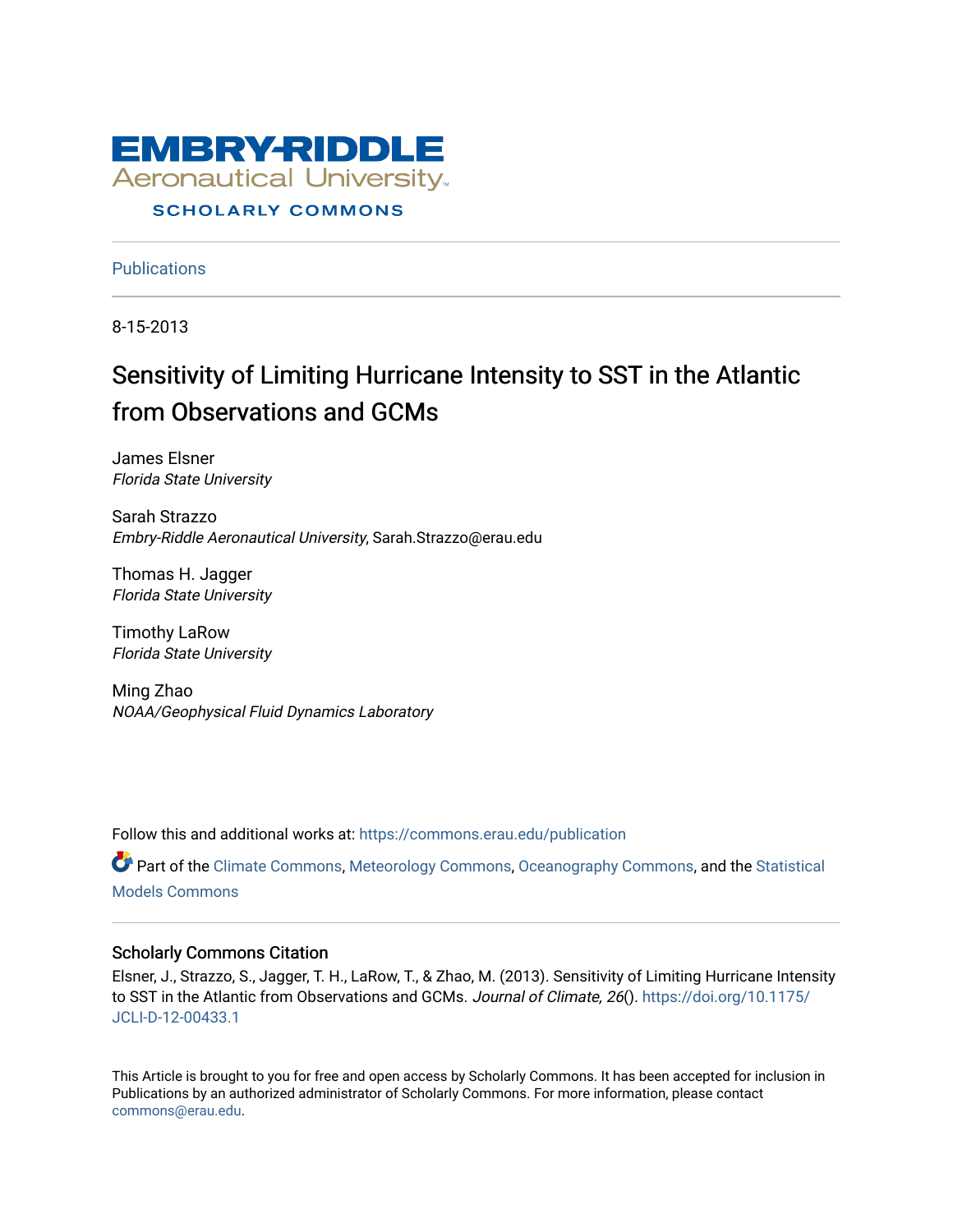# EMBRY-RIDDLE Aeronautical University

## SCHOLARLY COMMONS

Publications

8-15-2013

# Sensitivity of Limiting Hurricane Intensity to SST in the Atlantic from Observations and GCMs

James Elsner
*Florida State University*

Sarah Strazzo
*Embry-Riddle Aeronautical University*, Sarah.Strazzo@erau.edu

Thomas H. Jagger
*Florida State University*

Timothy LaRow
*Florida State University*

Ming Zhao
*NOAA/Geophysical Fluid Dynamics Laboratory*

Follow this and additional works at: https://commons.erau.edu/publication

Part of the Climate Commons, Meteorology Commons, Oceanography Commons, and the Statistical Models Commons

### Scholarly Commons Citation

Elsner, J., Strazzo, S., Jagger, T. H., LaRow, T., & Zhao, M. (2013). Sensitivity of Limiting Hurricane Intensity to SST in the Atlantic from Observations and GCMs. *Journal of Climate, 26*(). https://doi.org/10.1175/JCLI-D-12-00433.1

This Article is brought to you for free and open access by Scholarly Commons. It has been accepted for inclusion in Publications by an authorized administrator of Scholarly Commons. For more information, please contact commons@erau.edu.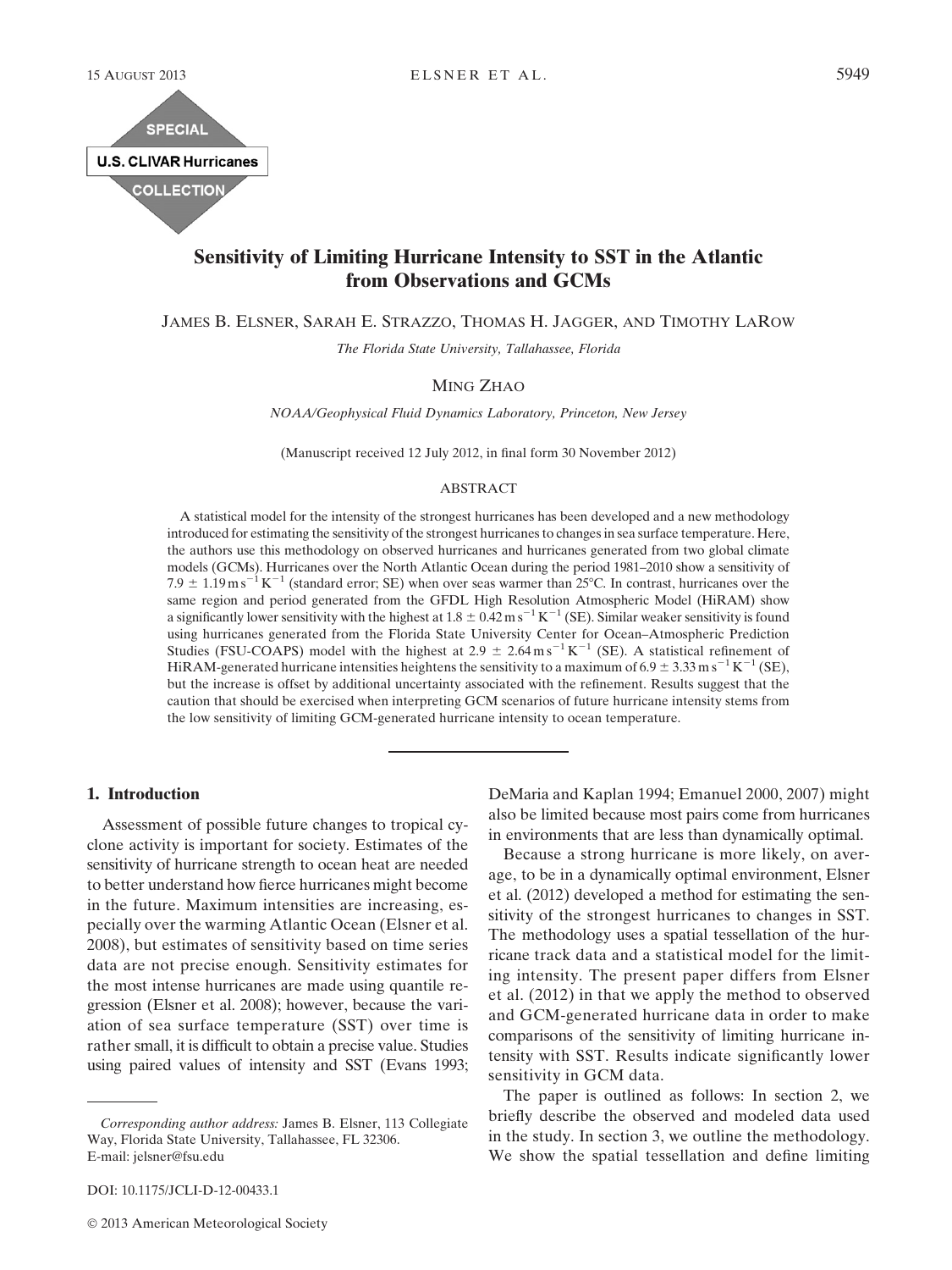# Sensitivity of Limiting Hurricane Intensity to SST in the Atlantic from Observations and GCMs

JAMES B. ELSNER, SARAH E. STRAZZO, THOMAS H. JAGGER, AND TIMOTHY LAROW

*The Florida State University, Tallahassee, Florida*

MING ZHAO

*NOAA/Geophysical Fluid Dynamics Laboratory, Princeton, New Jersey*

(Manuscript received 12 July 2012, in final form 30 November 2012)

## ABSTRACT

A statistical model for the intensity of the strongest hurricanes has been developed and a new methodology introduced for estimating the sensitivity of the strongest hurricanes to changes in sea surface temperature. Here, the authors use this methodology on observed hurricanes and hurricanes generated from two global climate models (GCMs). Hurricanes over the North Atlantic Ocean during the period 1981–2010 show a sensitivity of $7.9 \pm 1.19\,\mathrm{m\,s^{-1}\,K^{-1}}$ (standard error; SE) when over seas warmer than 25°C. In contrast, hurricanes over the same region and period generated from the GFDL High Resolution Atmospheric Model (HiRAM) show a significantly lower sensitivity with the highest at $1.8 \pm 0.42\,\mathrm{m\,s^{-1}\,K^{-1}}$ (SE). Similar weaker sensitivity is found using hurricanes generated from the Florida State University Center for Ocean–Atmospheric Prediction Studies (FSU-COAPS) model with the highest at $2.9 \pm 2.64\,\mathrm{m\,s^{-1}\,K^{-1}}$ (SE). A statistical refinement of HiRAM-generated hurricane intensities heightens the sensitivity to a maximum of $6.9 \pm 3.33\,\mathrm{m\,s^{-1}\,K^{-1}}$ (SE), but the increase is offset by additional uncertainty associated with the refinement. Results suggest that the caution that should be exercised when interpreting GCM scenarios of future hurricane intensity stems from the low sensitivity of limiting GCM-generated hurricane intensity to ocean temperature.

## 1. Introduction

Assessment of possible future changes to tropical cyclone activity is important for society. Estimates of the sensitivity of hurricane strength to ocean heat are needed to better understand how fierce hurricanes might become in the future. Maximum intensities are increasing, especially over the warming Atlantic Ocean (Elsner et al. 2008), but estimates of sensitivity based on time series data are not precise enough. Sensitivity estimates for the most intense hurricanes are made using quantile regression (Elsner et al. 2008); however, because the variation of sea surface temperature (SST) over time is rather small, it is difficult to obtain a precise value. Studies using paired values of intensity and SST (Evans 1993; DeMaria and Kaplan 1994; Emanuel 2000, 2007) might also be limited because most pairs come from hurricanes in environments that are less than dynamically optimal.

Because a strong hurricane is more likely, on average, to be in a dynamically optimal environment, Elsner et al. (2012) developed a method for estimating the sensitivity of the strongest hurricanes to changes in SST. The methodology uses a spatial tessellation of the hurricane track data and a statistical model for the limiting intensity. The present paper differs from Elsner et al. (2012) in that we apply the method to observed and GCM-generated hurricane data in order to make comparisons of the sensitivity of limiting hurricane intensity with SST. Results indicate significantly lower sensitivity in GCM data.

The paper is outlined as follows: In section 2, we briefly describe the observed and modeled data used in the study. In section 3, we outline the methodology. We show the spatial tessellation and define limiting

*Corresponding author address:* James B. Elsner, 113 Collegiate Way, Florida State University, Tallahassee, FL 32306.
E-mail: jelsner@fsu.edu

DOI: 10.1175/JCLI-D-12-00433.1

© 2013 American Meteorological Society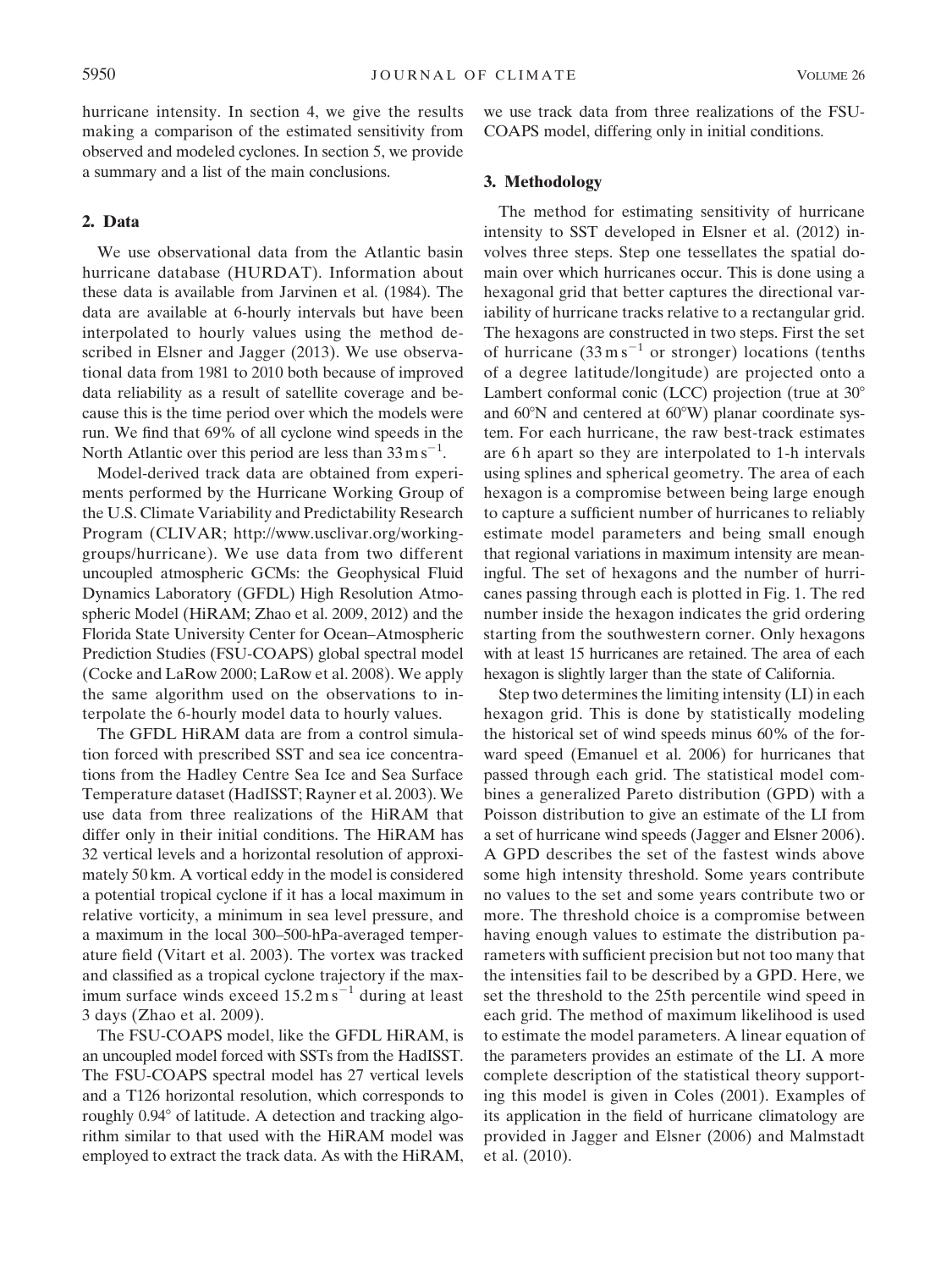hurricane intensity. In section 4, we give the results making a comparison of the estimated sensitivity from observed and modeled cyclones. In section 5, we provide a summary and a list of the main conclusions.

## 2. Data

We use observational data from the Atlantic basin hurricane database (HURDAT). Information about these data is available from Jarvinen et al. (1984). The data are available at 6-hourly intervals but have been interpolated to hourly values using the method described in Elsner and Jagger (2013). We use observational data from 1981 to 2010 both because of improved data reliability as a result of satellite coverage and because this is the time period over which the models were run. We find that 69% of all cyclone wind speeds in the North Atlantic over this period are less than $33\,\mathrm{m\,s^{-1}}$.

Model-derived track data are obtained from experiments performed by the Hurricane Working Group of the U.S. Climate Variability and Predictability Research Program (CLIVAR; http://www.usclivar.org/working-groups/hurricane). We use data from two different uncoupled atmospheric GCMs: the Geophysical Fluid Dynamics Laboratory (GFDL) High Resolution Atmospheric Model (HiRAM; Zhao et al. 2009, 2012) and the Florida State University Center for Ocean–Atmospheric Prediction Studies (FSU-COAPS) global spectral model (Cocke and LaRow 2000; LaRow et al. 2008). We apply the same algorithm used on the observations to interpolate the 6-hourly model data to hourly values.

The GFDL HiRAM data are from a control simulation forced with prescribed SST and sea ice concentrations from the Hadley Centre Sea Ice and Sea Surface Temperature dataset (HadISST; Rayner et al. 2003). We use data from three realizations of the HiRAM that differ only in their initial conditions. The HiRAM has 32 vertical levels and a horizontal resolution of approximately 50 km. A vortical eddy in the model is considered a potential tropical cyclone if it has a local maximum in relative vorticity, a minimum in sea level pressure, and a maximum in the local 300–500-hPa-averaged temperature field (Vitart et al. 2003). The vortex was tracked and classified as a tropical cyclone trajectory if the maximum surface winds exceed $15.2\,\mathrm{m\,s^{-1}}$ during at least 3 days (Zhao et al. 2009).

The FSU-COAPS model, like the GFDL HiRAM, is an uncoupled model forced with SSTs from the HadISST. The FSU-COAPS spectral model has 27 vertical levels and a T126 horizontal resolution, which corresponds to roughly 0.94° of latitude. A detection and tracking algorithm similar to that used with the HiRAM model was employed to extract the track data. As with the HiRAM, we use track data from three realizations of the FSU-COAPS model, differing only in initial conditions.

## 3. Methodology

The method for estimating sensitivity of hurricane intensity to SST developed in Elsner et al. (2012) involves three steps. Step one tessellates the spatial domain over which hurricanes occur. This is done using a hexagonal grid that better captures the directional variability of hurricane tracks relative to a rectangular grid. The hexagons are constructed in two steps. First the set of hurricane ($33\,\mathrm{m\,s^{-1}}$ or stronger) locations (tenths of a degree latitude/longitude) are projected onto a Lambert conformal conic (LCC) projection (true at 30° and 60°N and centered at 60°W) planar coordinate system. For each hurricane, the raw best-track estimates are 6 h apart so they are interpolated to 1-h intervals using splines and spherical geometry. The area of each hexagon is a compromise between being large enough to capture a sufficient number of hurricanes to reliably estimate model parameters and being small enough that regional variations in maximum intensity are meaningful. The set of hexagons and the number of hurricanes passing through each is plotted in Fig. 1. The red number inside the hexagon indicates the grid ordering starting from the southwestern corner. Only hexagons with at least 15 hurricanes are retained. The area of each hexagon is slightly larger than the state of California.

Step two determines the limiting intensity (LI) in each hexagon grid. This is done by statistically modeling the historical set of wind speeds minus 60% of the forward speed (Emanuel et al. 2006) for hurricanes that passed through each grid. The statistical model combines a generalized Pareto distribution (GPD) with a Poisson distribution to give an estimate of the LI from a set of hurricane wind speeds (Jagger and Elsner 2006). A GPD describes the set of the fastest winds above some high intensity threshold. Some years contribute no values to the set and some years contribute two or more. The threshold choice is a compromise between having enough values to estimate the distribution parameters with sufficient precision but not too many that the intensities fail to be described by a GPD. Here, we set the threshold to the 25th percentile wind speed in each grid. The method of maximum likelihood is used to estimate the model parameters. A linear equation of the parameters provides an estimate of the LI. A more complete description of the statistical theory supporting this model is given in Coles (2001). Examples of its application in the field of hurricane climatology are provided in Jagger and Elsner (2006) and Malmstadt et al. (2010).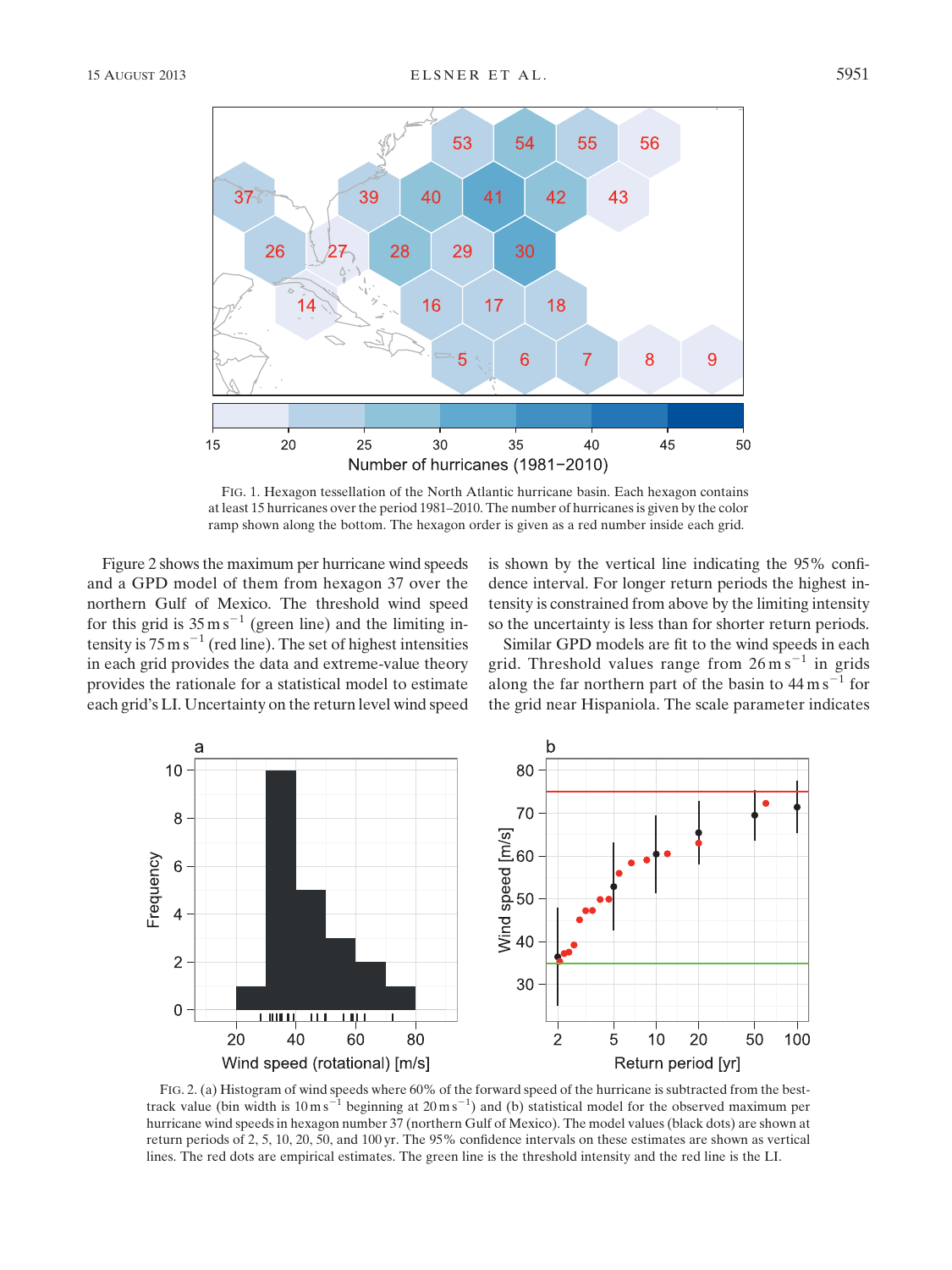FIG. 1. Hexagon tessellation of the North Atlantic hurricane basin. Each hexagon contains at least 15 hurricanes over the period 1981–2010. The number of hurricanes is given by the color ramp shown along the bottom. The hexagon order is given as a red number inside each grid.

Figure 2 shows the maximum per hurricane wind speeds and a GPD model of them from hexagon 37 over the northern Gulf of Mexico. The threshold wind speed for this grid is 35 m s$^{-1}$ (green line) and the limiting intensity is 75 m s$^{-1}$ (red line). The set of highest intensities in each grid provides the data and extreme-value theory provides the rationale for a statistical model to estimate each grid's LI. Uncertainty on the return level wind speed is shown by the vertical line indicating the 95% confidence interval. For longer return periods the highest intensity is constrained from above by the limiting intensity so the uncertainty is less than for shorter return periods.

Similar GPD models are fit to the wind speeds in each grid. Threshold values range from 26 m s$^{-1}$ in grids along the far northern part of the basin to 44 m s$^{-1}$ for the grid near Hispaniola. The scale parameter indicates

FIG. 2. (a) Histogram of wind speeds where 60% of the forward speed of the hurricane is subtracted from the best-track value (bin width is 10 m s$^{-1}$ beginning at 20 m s$^{-1}$) and (b) statistical model for the observed maximum per hurricane wind speeds in hexagon number 37 (northern Gulf of Mexico). The model values (black dots) are shown at return periods of 2, 5, 10, 20, 50, and 100 yr. The 95% confidence intervals on these estimates are shown as vertical lines. The red dots are empirical estimates. The green line is the threshold intensity and the red line is the LI.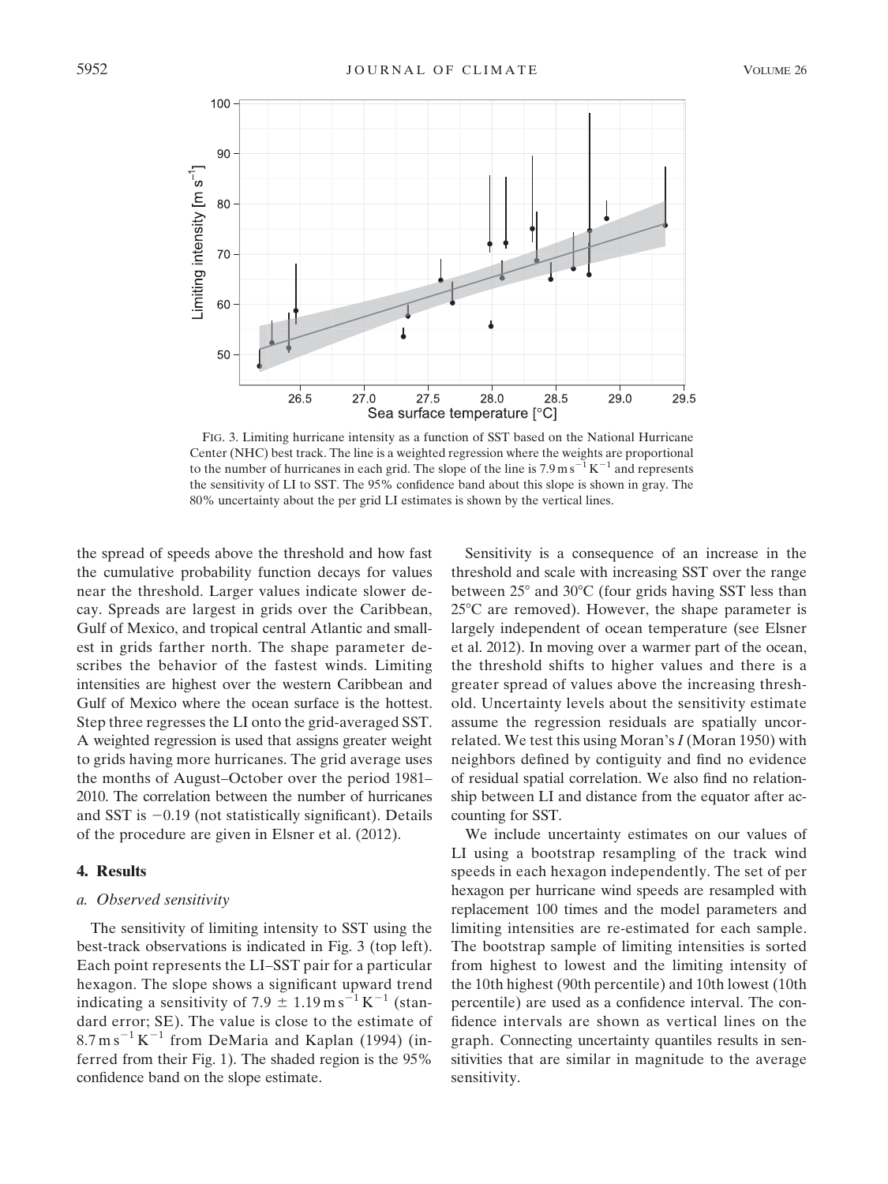FIG. 3. Limiting hurricane intensity as a function of SST based on the National Hurricane Center (NHC) best track. The line is a weighted regression where the weights are proportional to the number of hurricanes in each grid. The slope of the line is $7.9\,\mathrm{m\,s^{-1}\,K^{-1}}$ and represents the sensitivity of LI to SST. The 95% confidence band about this slope is shown in gray. The 80% uncertainty about the per grid LI estimates is shown by the vertical lines.

the spread of speeds above the threshold and how fast the cumulative probability function decays for values near the threshold. Larger values indicate slower decay. Spreads are largest in grids over the Caribbean, Gulf of Mexico, and tropical central Atlantic and smallest in grids farther north. The shape parameter describes the behavior of the fastest winds. Limiting intensities are highest over the western Caribbean and Gulf of Mexico where the ocean surface is the hottest. Step three regresses the LI onto the grid-averaged SST. A weighted regression is used that assigns greater weight to grids having more hurricanes. The grid average uses the months of August–October over the period 1981–2010. The correlation between the number of hurricanes and SST is $-0.19$ (not statistically significant). Details of the procedure are given in Elsner et al. (2012).

## 4. Results

### a. Observed sensitivity

The sensitivity of limiting intensity to SST using the best-track observations is indicated in Fig. 3 (top left). Each point represents the LI–SST pair for a particular hexagon. The slope shows a significant upward trend indicating a sensitivity of $7.9 \pm 1.19\,\mathrm{m\,s^{-1}\,K^{-1}}$ (standard error; SE). The value is close to the estimate of $8.7\,\mathrm{m\,s^{-1}\,K^{-1}}$ from DeMaria and Kaplan (1994) (inferred from their Fig. 1). The shaded region is the 95% confidence band on the slope estimate.

Sensitivity is a consequence of an increase in the threshold and scale with increasing SST over the range between 25° and 30°C (four grids having SST less than 25°C are removed). However, the shape parameter is largely independent of ocean temperature (see Elsner et al. 2012). In moving over a warmer part of the ocean, the threshold shifts to higher values and there is a greater spread of values above the increasing threshold. Uncertainty levels about the sensitivity estimate assume the regression residuals are spatially uncorrelated. We test this using Moran's $I$ (Moran 1950) with neighbors defined by contiguity and find no evidence of residual spatial correlation. We also find no relationship between LI and distance from the equator after accounting for SST.

We include uncertainty estimates on our values of LI using a bootstrap resampling of the track wind speeds in each hexagon independently. The set of per hexagon per hurricane wind speeds are resampled with replacement 100 times and the model parameters and limiting intensities are re-estimated for each sample. The bootstrap sample of limiting intensities is sorted from highest to lowest and the limiting intensity of the 10th highest (90th percentile) and 10th lowest (10th percentile) are used as a confidence interval. The confidence intervals are shown as vertical lines on the graph. Connecting uncertainty quantiles results in sensitivities that are similar in magnitude to the average sensitivity.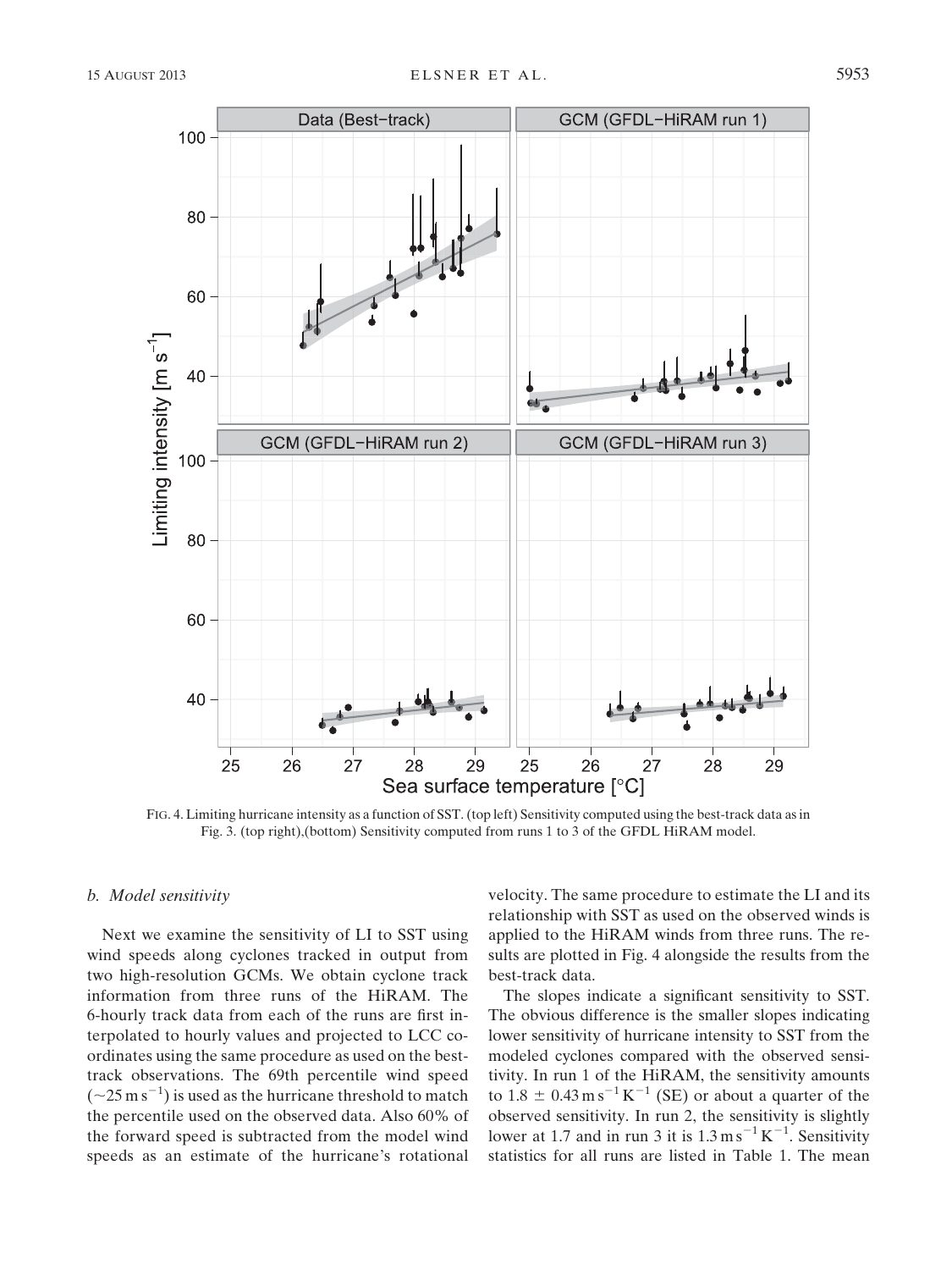FIG. 4. Limiting hurricane intensity as a function of SST. (top left) Sensitivity computed using the best-track data as in Fig. 3. (top right),(bottom) Sensitivity computed from runs 1 to 3 of the GFDL HiRAM model.

### b. Model sensitivity

Next we examine the sensitivity of LI to SST using wind speeds along cyclones tracked in output from two high-resolution GCMs. We obtain cyclone track information from three runs of the HiRAM. The 6-hourly track data from each of the runs are first interpolated to hourly values and projected to LCC coordinates using the same procedure as used on the best-track observations. The 69th percentile wind speed ($\sim$25 m s$^{-1}$) is used as the hurricane threshold to match the percentile used on the observed data. Also 60% of the forward speed is subtracted from the model wind speeds as an estimate of the hurricane's rotational velocity. The same procedure to estimate the LI and its relationship with SST as used on the observed winds is applied to the HiRAM winds from three runs. The results are plotted in Fig. 4 alongside the results from the best-track data.

The slopes indicate a significant sensitivity to SST. The obvious difference is the smaller slopes indicating lower sensitivity of hurricane intensity to SST from the modeled cyclones compared with the observed sensitivity. In run 1 of the HiRAM, the sensitivity amounts to $1.8 \pm 0.43$ m s$^{-1}$ K$^{-1}$ (SE) or about a quarter of the observed sensitivity. In run 2, the sensitivity is slightly lower at 1.7 and in run 3 it is 1.3 m s$^{-1}$ K$^{-1}$. Sensitivity statistics for all runs are listed in Table 1. The mean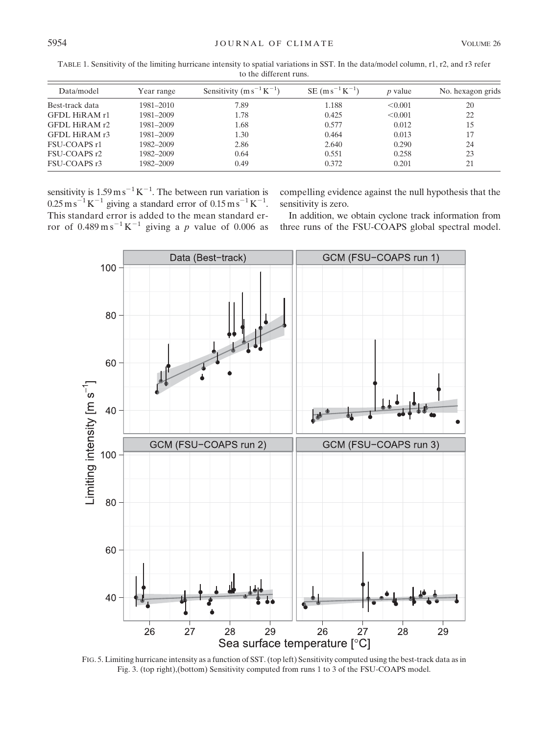TABLE 1. Sensitivity of the limiting hurricane intensity to spatial variations in SST. In the data/model column, r1, r2, and r3 refer to the different runs.

| Data/model | Year range | Sensitivity ($m\,s^{-1}\,K^{-1}$) | SE ($m\,s^{-1}\,K^{-1}$) | $p$ value | No. hexagon grids |
|---|---|---|---|---|---|
| Best-track data | 1981–2010 | 7.89 | 1.188 | <0.001 | 20 |
| GFDL HiRAM r1 | 1981–2009 | 1.78 | 0.425 | <0.001 | 22 |
| GFDL HiRAM r2 | 1981–2009 | 1.68 | 0.577 | 0.012 | 15 |
| GFDL HiRAM r3 | 1981–2009 | 1.30 | 0.464 | 0.013 | 17 |
| FSU-COAPS r1 | 1982–2009 | 2.86 | 2.640 | 0.290 | 24 |
| FSU-COAPS r2 | 1982–2009 | 0.64 | 0.551 | 0.258 | 23 |
| FSU-COAPS r3 | 1982–2009 | 0.49 | 0.372 | 0.201 | 21 |

sensitivity is $1.59\,m\,s^{-1}\,K^{-1}$. The between run variation is $0.25\,m\,s^{-1}\,K^{-1}$ giving a standard error of $0.15\,m\,s^{-1}\,K^{-1}$. This standard error is added to the mean standard error of $0.489\,m\,s^{-1}\,K^{-1}$ giving a $p$ value of 0.006 as compelling evidence against the null hypothesis that the sensitivity is zero.

In addition, we obtain cyclone track information from three runs of the FSU-COAPS global spectral model.

FIG. 5. Limiting hurricane intensity as a function of SST. (top left) Sensitivity computed using the best-track data as in Fig. 3. (top right),(bottom) Sensitivity computed from runs 1 to 3 of the FSU-COAPS model.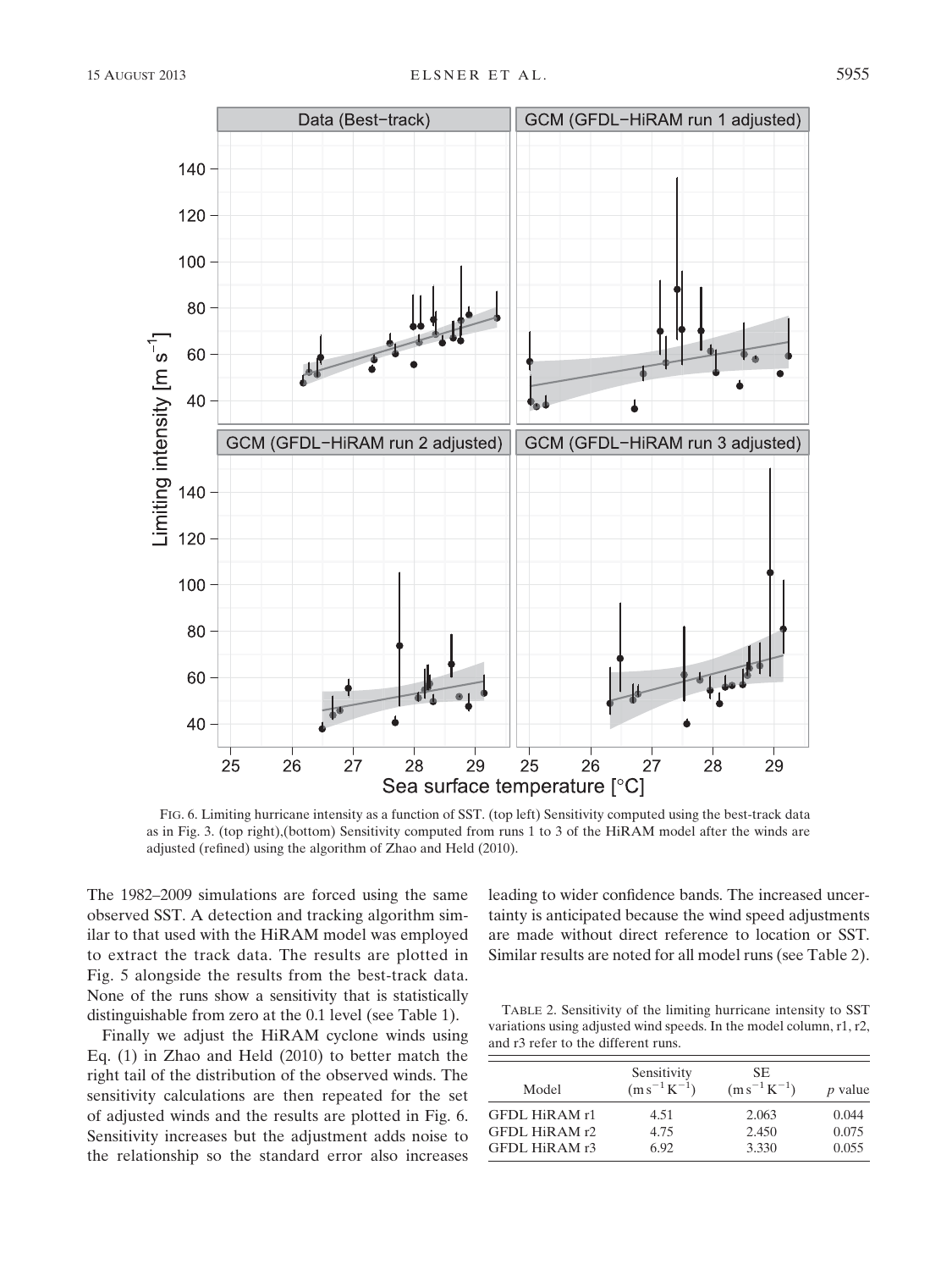FIG. 6. Limiting hurricane intensity as a function of SST. (top left) Sensitivity computed using the best-track data as in Fig. 3. (top right),(bottom) Sensitivity computed from runs 1 to 3 of the HiRAM model after the winds are adjusted (refined) using the algorithm of Zhao and Held (2010).

The 1982–2009 simulations are forced using the same observed SST. A detection and tracking algorithm similar to that used with the HiRAM model was employed to extract the track data. The results are plotted in Fig. 5 alongside the results from the best-track data. None of the runs show a sensitivity that is statistically distinguishable from zero at the 0.1 level (see Table 1).

Finally we adjust the HiRAM cyclone winds using Eq. (1) in Zhao and Held (2010) to better match the right tail of the distribution of the observed winds. The sensitivity calculations are then repeated for the set of adjusted winds and the results are plotted in Fig. 6. Sensitivity increases but the adjustment adds noise to the relationship so the standard error also increases leading to wider confidence bands. The increased uncertainty is anticipated because the wind speed adjustments are made without direct reference to location or SST. Similar results are noted for all model runs (see Table 2).

TABLE 2. Sensitivity of the limiting hurricane intensity to SST variations using adjusted wind speeds. In the model column, r1, r2, and r3 refer to the different runs.

| Model | Sensitivity ($\mathrm{m\,s^{-1}\,K^{-1}}$) | SE ($\mathrm{m\,s^{-1}\,K^{-1}}$) | *p* value |
|---|---|---|---|
| GFDL HiRAM r1 | 4.51 | 2.063 | 0.044 |
| GFDL HiRAM r2 | 4.75 | 2.450 | 0.075 |
| GFDL HiRAM r3 | 6.92 | 3.330 | 0.055 |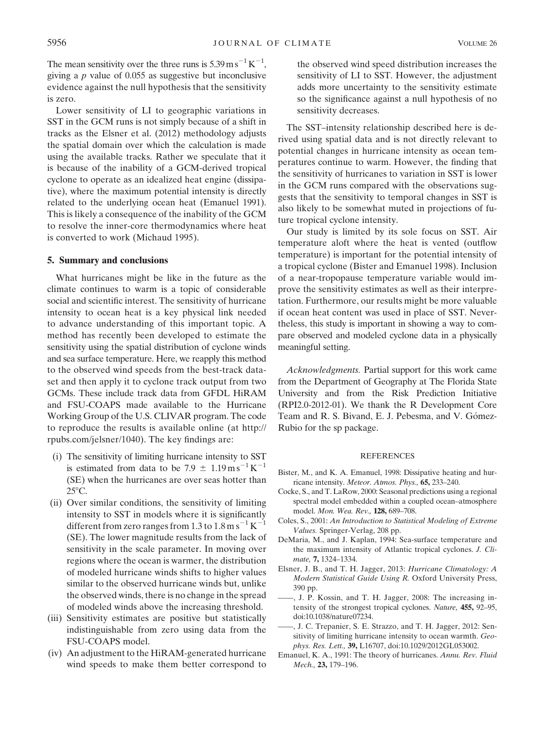The mean sensitivity over the three runs is $5.39\,\mathrm{m\,s^{-1}\,K^{-1}}$, giving a $p$ value of 0.055 as suggestive but inconclusive evidence against the null hypothesis that the sensitivity is zero.

Lower sensitivity of LI to geographic variations in SST in the GCM runs is not simply because of a shift in tracks as the Elsner et al. (2012) methodology adjusts the spatial domain over which the calculation is made using the available tracks. Rather we speculate that it is because of the inability of a GCM-derived tropical cyclone to operate as an idealized heat engine (dissipative), where the maximum potential intensity is directly related to the underlying ocean heat (Emanuel 1991). This is likely a consequence of the inability of the GCM to resolve the inner-core thermodynamics where heat is converted to work (Michaud 1995).

## 5. Summary and conclusions

What hurricanes might be like in the future as the climate continues to warm is a topic of considerable social and scientific interest. The sensitivity of hurricane intensity to ocean heat is a key physical link needed to advance understanding of this important topic. A method has recently been developed to estimate the sensitivity using the spatial distribution of cyclone winds and sea surface temperature. Here, we reapply this method to the observed wind speeds from the best-track dataset and then apply it to cyclone track output from two GCMs. These include track data from GFDL HiRAM and FSU-COAPS made available to the Hurricane Working Group of the U.S. CLIVAR program. The code to reproduce the results is available online (at http://rpubs.com/jelsner/1040). The key findings are:

- (i) The sensitivity of limiting hurricane intensity to SST is estimated from data to be $7.9 \pm 1.19\,\mathrm{m\,s^{-1}\,K^{-1}}$ (SE) when the hurricanes are over seas hotter than 25°C.
- (ii) Over similar conditions, the sensitivity of limiting intensity to SST in models where it is significantly different from zero ranges from 1.3 to $1.8\,\mathrm{m\,s^{-1}\,K^{-1}}$ (SE). The lower magnitude results from the lack of sensitivity in the scale parameter. In moving over regions where the ocean is warmer, the distribution of modeled hurricane winds shifts to higher values similar to the observed hurricane winds but, unlike the observed winds, there is no change in the spread of modeled winds above the increasing threshold.
- (iii) Sensitivity estimates are positive but statistically indistinguishable from zero using data from the FSU-COAPS model.
- (iv) An adjustment to the HiRAM-generated hurricane wind speeds to make them better correspond to the observed wind speed distribution increases the sensitivity of LI to SST. However, the adjustment adds more uncertainty to the sensitivity estimate so the significance against a null hypothesis of no sensitivity decreases.

The SST–intensity relationship described here is derived using spatial data and is not directly relevant to potential changes in hurricane intensity as ocean temperatures continue to warm. However, the finding that the sensitivity of hurricanes to variation in SST is lower in the GCM runs compared with the observations suggests that the sensitivity to temporal changes in SST is also likely to be somewhat muted in projections of future tropical cyclone intensity.

Our study is limited by its sole focus on SST. Air temperature aloft where the heat is vented (outflow temperature) is important for the potential intensity of a tropical cyclone (Bister and Emanuel 1998). Inclusion of a near-tropopause temperature variable would improve the sensitivity estimates as well as their interpretation. Furthermore, our results might be more valuable if ocean heat content was used in place of SST. Nevertheless, this study is important in showing a way to compare observed and modeled cyclone data in a physically meaningful setting.

*Acknowledgments.* Partial support for this work came from the Department of Geography at The Florida State University and from the Risk Prediction Initiative (RPI2.0-2012-01). We thank the R Development Core Team and R. S. Bivand, E. J. Pebesma, and V. Gómez-Rubio for the sp package.

## REFERENCES

Bister, M., and K. A. Emanuel, 1998: Dissipative heating and hurricane intensity. *Meteor. Atmos. Phys.,* **65,** 233–240.

Cocke, S., and T. LaRow, 2000: Seasonal predictions using a regional spectral model embedded within a coupled ocean–atmosphere model. *Mon. Wea. Rev.,* **128,** 689–708.

Coles, S., 2001: *An Introduction to Statistical Modeling of Extreme Values.* Springer-Verlag, 208 pp.

DeMaria, M., and J. Kaplan, 1994: Sea-surface temperature and the maximum intensity of Atlantic tropical cyclones. *J. Climate,* **7,** 1324–1334.

Elsner, J. B., and T. H. Jagger, 2013: *Hurricane Climatology: A Modern Statistical Guide Using R.* Oxford University Press, 390 pp.

——, J. P. Kossin, and T. H. Jagger, 2008: The increasing intensity of the strongest tropical cyclones. *Nature,* **455,** 92–95, doi:10.1038/nature07234.

——, J. C. Trepanier, S. E. Strazzo, and T. H. Jagger, 2012: Sensitivity of limiting hurricane intensity to ocean warmth. *Geophys. Res. Lett.,* **39,** L16707, doi:10.1029/2012GL053002.

Emanuel, K. A., 1991: The theory of hurricanes. *Annu. Rev. Fluid Mech.,* **23,** 179–196.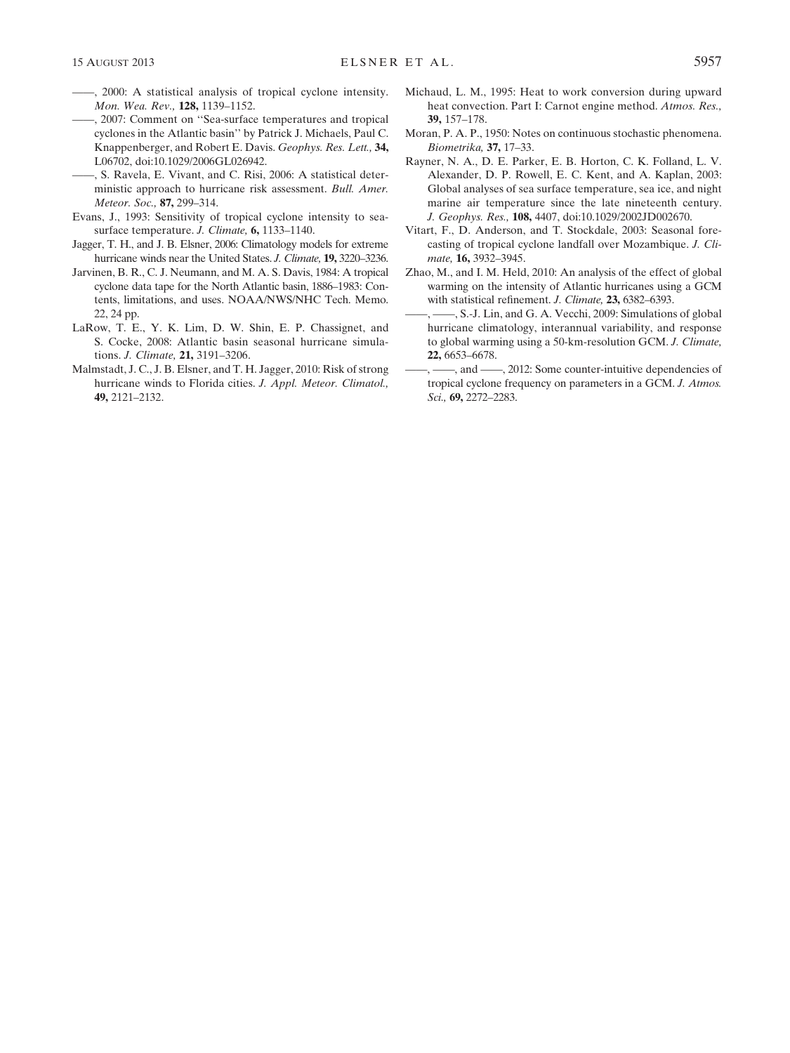——, 2000: A statistical analysis of tropical cyclone intensity. *Mon. Wea. Rev.,* **128,** 1139–1152.

——, 2007: Comment on ''Sea-surface temperatures and tropical cyclones in the Atlantic basin'' by Patrick J. Michaels, Paul C. Knappenberger, and Robert E. Davis. *Geophys. Res. Lett.,* **34,** L06702, doi:10.1029/2006GL026942.

——, S. Ravela, E. Vivant, and C. Risi, 2006: A statistical deterministic approach to hurricane risk assessment. *Bull. Amer. Meteor. Soc.,* **87,** 299–314.

Evans, J., 1993: Sensitivity of tropical cyclone intensity to sea-surface temperature. *J. Climate,* **6,** 1133–1140.

Jagger, T. H., and J. B. Elsner, 2006: Climatology models for extreme hurricane winds near the United States. *J. Climate,* **19,** 3220–3236.

Jarvinen, B. R., C. J. Neumann, and M. A. S. Davis, 1984: A tropical cyclone data tape for the North Atlantic basin, 1886–1983: Contents, limitations, and uses. NOAA/NWS/NHC Tech. Memo. 22, 24 pp.

LaRow, T. E., Y. K. Lim, D. W. Shin, E. P. Chassignet, and S. Cocke, 2008: Atlantic basin seasonal hurricane simulations. *J. Climate,* **21,** 3191–3206.

Malmstadt, J. C., J. B. Elsner, and T. H. Jagger, 2010: Risk of strong hurricane winds to Florida cities. *J. Appl. Meteor. Climatol.,* **49,** 2121–2132.

Michaud, L. M., 1995: Heat to work conversion during upward heat convection. Part I: Carnot engine method. *Atmos. Res.,* **39,** 157–178.

Moran, P. A. P., 1950: Notes on continuous stochastic phenomena. *Biometrika,* **37,** 17–33.

Rayner, N. A., D. E. Parker, E. B. Horton, C. K. Folland, L. V. Alexander, D. P. Rowell, E. C. Kent, and A. Kaplan, 2003: Global analyses of sea surface temperature, sea ice, and night marine air temperature since the late nineteenth century. *J. Geophys. Res.,* **108,** 4407, doi:10.1029/2002JD002670.

Vitart, F., D. Anderson, and T. Stockdale, 2003: Seasonal forecasting of tropical cyclone landfall over Mozambique. *J. Climate,* **16,** 3932–3945.

Zhao, M., and I. M. Held, 2010: An analysis of the effect of global warming on the intensity of Atlantic hurricanes using a GCM with statistical refinement. *J. Climate,* **23,** 6382–6393.

——, ——, S.-J. Lin, and G. A. Vecchi, 2009: Simulations of global hurricane climatology, interannual variability, and response to global warming using a 50-km-resolution GCM. *J. Climate,* **22,** 6653–6678.

——, ——, and ——, 2012: Some counter-intuitive dependencies of tropical cyclone frequency on parameters in a GCM. *J. Atmos. Sci.,* **69,** 2272–2283.